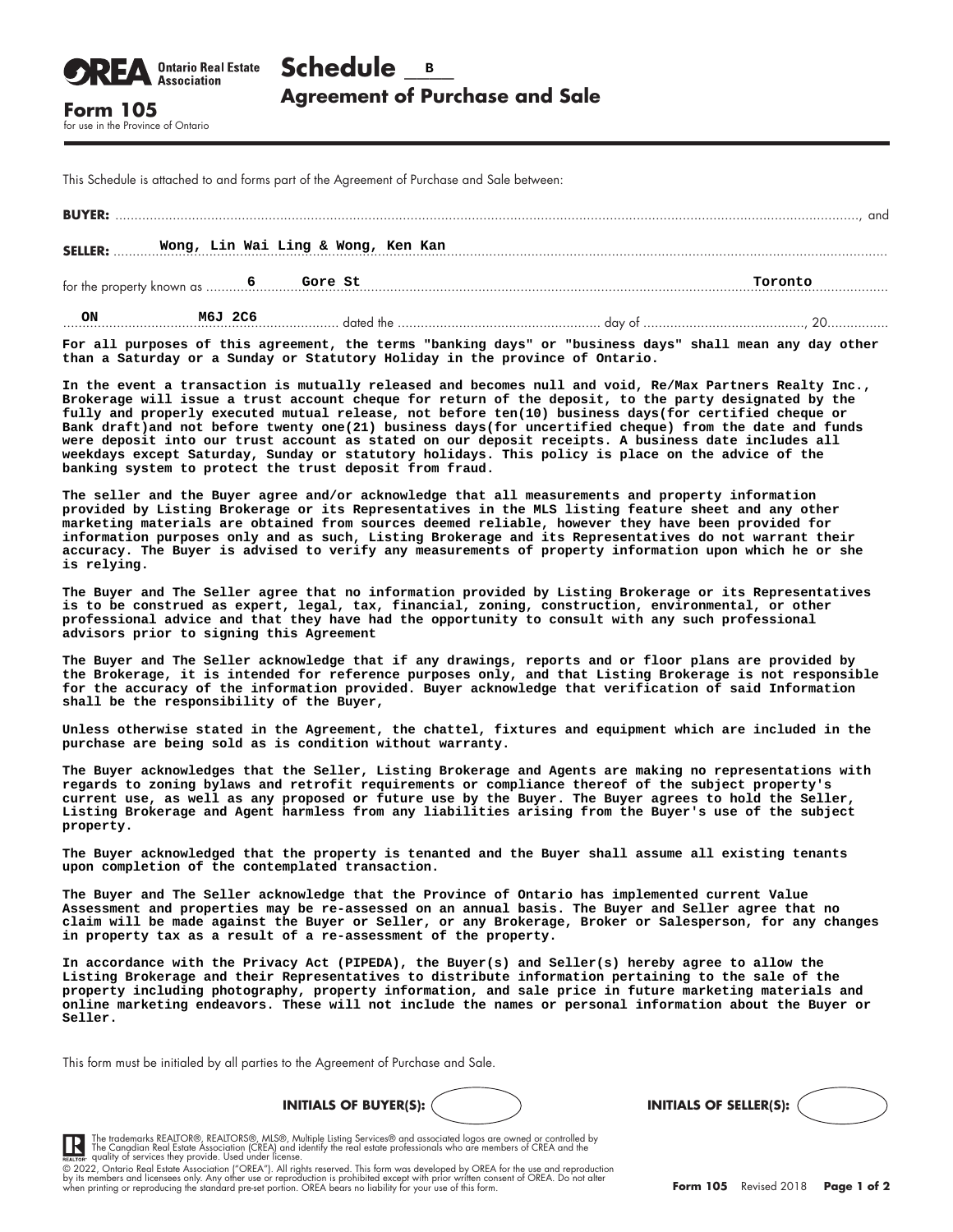**OREA** Ontario Real Estate Association

# Schedule B

## Agreement of Purchase and Sale

**Form 105**
for use in the Province of Ontario

This Schedule is attached to and forms part of the Agreement of Purchase and Sale between:

**BUYER:** ................................................................................................................................................, and

**SELLER:** Wong, Lin Wai Ling & Wong, Ken Kan

for the property known as 6 Gore St Toronto

ON M6J 2C6 ............................ dated the ............................ day of ............................, 20............

**For all purposes of this agreement, the terms "banking days" or "business days" shall mean any day other than a Saturday or a Sunday or Statutory Holiday in the province of Ontario.**

**In the event a transaction is mutually released and becomes null and void, Re/Max Partners Realty Inc., Brokerage will issue a trust account cheque for return of the deposit, to the party designated by the fully and properly executed mutual release, not before ten(10) business days(for certified cheque or Bank draft)and not before twenty one(21) business days(for uncertified cheque) from the date and funds were deposit into our trust account as stated on our deposit receipts. A business date includes all weekdays except Saturday, Sunday or statutory holidays. This policy is place on the advice of the banking system to protect the trust deposit from fraud.**

**The seller and the Buyer agree and/or acknowledge that all measurements and property information provided by Listing Brokerage or its Representatives in the MLS listing feature sheet and any other marketing materials are obtained from sources deemed reliable, however they have been provided for information purposes only and as such, Listing Brokerage and its Representatives do not warrant their accuracy. The Buyer is advised to verify any measurements of property information upon which he or she is relying.**

**The Buyer and The Seller agree that no information provided by Listing Brokerage or its Representatives is to be construed as expert, legal, tax, financial, zoning, construction, environmental, or other professional advice and that they have had the opportunity to consult with any such professional advisors prior to signing this Agreement**

**The Buyer and The Seller acknowledge that if any drawings, reports and or floor plans are provided by the Brokerage, it is intended for reference purposes only, and that Listing Brokerage is not responsible for the accuracy of the information provided. Buyer acknowledge that verification of said Information shall be the responsibility of the Buyer,**

**Unless otherwise stated in the Agreement, the chattel, fixtures and equipment which are included in the purchase are being sold as is condition without warranty.**

**The Buyer acknowledges that the Seller, Listing Brokerage and Agents are making no representations with regards to zoning bylaws and retrofit requirements or compliance thereof of the subject property's current use, as well as any proposed or future use by the Buyer. The Buyer agrees to hold the Seller, Listing Brokerage and Agent harmless from any liabilities arising from the Buyer's use of the subject property.**

**The Buyer acknowledged that the property is tenanted and the Buyer shall assume all existing tenants upon completion of the contemplated transaction.**

**The Buyer and The Seller acknowledge that the Province of Ontario has implemented current Value Assessment and properties may be re-assessed on an annual basis. The Buyer and Seller agree that no claim will be made against the Buyer or Seller, or any Brokerage, Broker or Salesperson, for any changes in property tax as a result of a re-assessment of the property.**

**In accordance with the Privacy Act (PIPEDA), the Buyer(s) and Seller(s) hereby agree to allow the Listing Brokerage and their Representatives to distribute information pertaining to the sale of the property including photography, property information, and sale price in future marketing materials and online marketing endeavors. These will not include the names or personal information about the Buyer or Seller.**

This form must be initialed by all parties to the Agreement of Purchase and Sale.

**INITIALS OF BUYER(S):** ( ) **INITIALS OF SELLER(S):** ( )

The trademarks REALTOR®, REALTORS®, MLS®, Multiple Listing Services® and associated logos are owned or controlled by The Canadian Real Estate Association (CREA) and identify the real estate professionals who are members of CREA and the quality of services they provide. Used under license.

© 2022, Ontario Real Estate Association ("OREA"). All rights reserved. This form was developed by OREA for the use and reproduction by its members and licensees only. Any other use or reproduction is prohibited except with prior written consent of OREA. Do not alter when printing or reproducing the standard pre-set portion. OREA bears no liability for your use of this form.

**Form 105** Revised 2018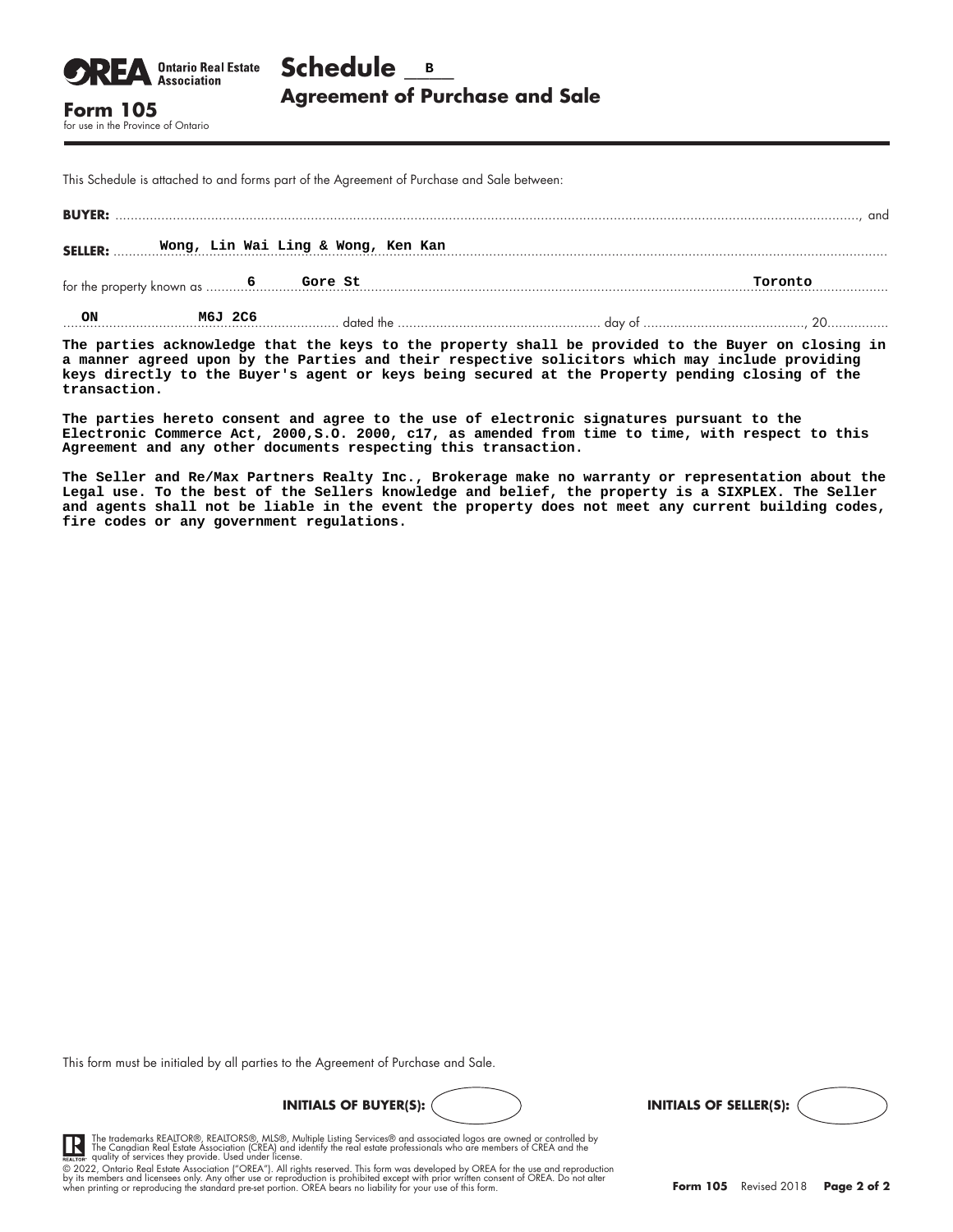**OREA** Ontario Real Estate Association

**Form 105**
for use in the Province of Ontario

# Schedule B
## Agreement of Purchase and Sale

This Schedule is attached to and forms part of the Agreement of Purchase and Sale between:

**BUYER:** ............................................................................................................, and

**SELLER:** Wong, Lin Wai Ling & Wong, Ken Kan

for the property known as 6 Gore St Toronto

ON M6J 2C6 ............ dated the ............ day of ............, 20............

**The parties acknowledge that the keys to the property shall be provided to the Buyer on closing in a manner agreed upon by the Parties and their respective solicitors which may include providing keys directly to the Buyer's agent or keys being secured at the Property pending closing of the transaction.**

**The parties hereto consent and agree to the use of electronic signatures pursuant to the Electronic Commerce Act, 2000,S.O. 2000, c17, as amended from time to time, with respect to this Agreement and any other documents respecting this transaction.**

**The Seller and Re/Max Partners Realty Inc., Brokerage make no warranty or representation about the Legal use. To the best of the Sellers knowledge and belief, the property is a SIXPLEX. The Seller and agents shall not be liable in the event the property does not meet any current building codes, fire codes or any government regulations.**

This form must be initialed by all parties to the Agreement of Purchase and Sale.

**INITIALS OF BUYER(S):** 　　　　**INITIALS OF SELLER(S):**

The trademarks REALTOR®, REALTORS®, MLS®, Multiple Listing Services® and associated logos are owned or controlled by The Canadian Real Estate Association (CREA) and identify the real estate professionals who are members of CREA and the quality of services they provide. Used under license.

© 2022, Ontario Real Estate Association ("OREA"). All rights reserved. This form was developed by OREA for the use and reproduction by its members and licensees only. Any other use or reproduction is prohibited except with prior written consent of OREA. Do not alter when printing or reproducing the standard pre-set portion. OREA bears no liability for your use of this form.

**Form 105** Revised 2018